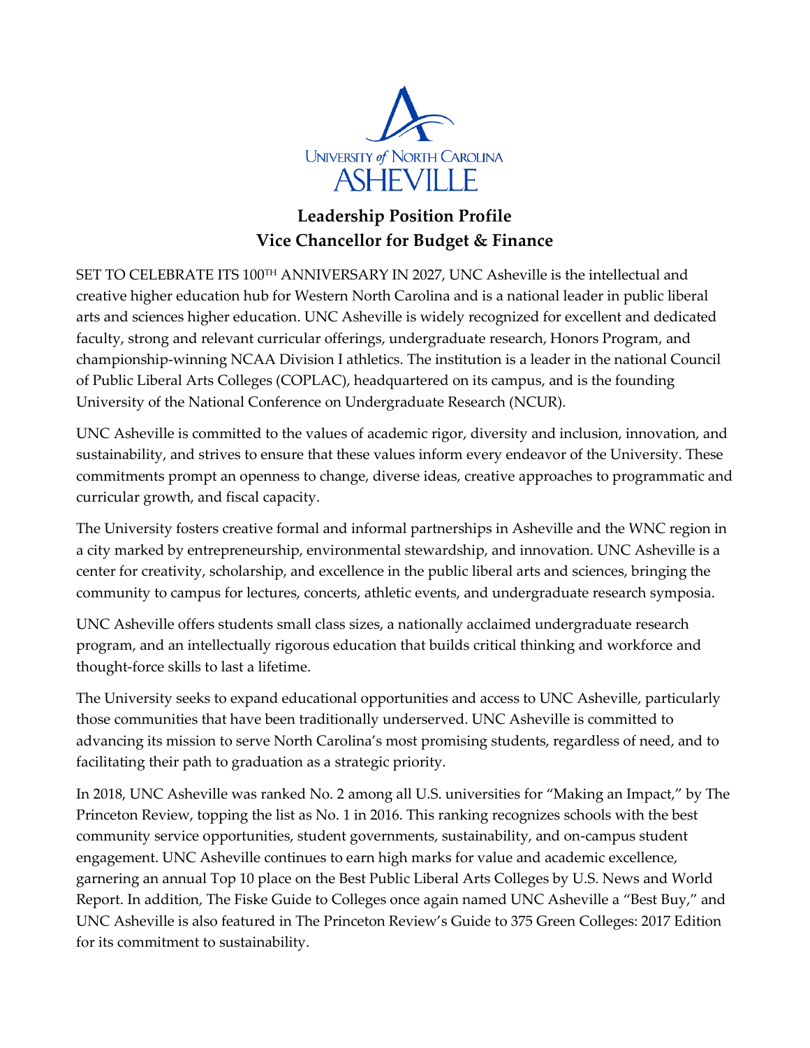UNIVERSITY *of* NORTH CAROLINA
ASHEVILLE

# Leadership Position Profile
# Vice Chancellor for Budget & Finance

SET TO CELEBRATE ITS 100TH ANNIVERSARY IN 2027, UNC Asheville is the intellectual and creative higher education hub for Western North Carolina and is a national leader in public liberal arts and sciences higher education. UNC Asheville is widely recognized for excellent and dedicated faculty, strong and relevant curricular offerings, undergraduate research, Honors Program, and championship-winning NCAA Division I athletics. The institution is a leader in the national Council of Public Liberal Arts Colleges (COPLAC), headquartered on its campus, and is the founding University of the National Conference on Undergraduate Research (NCUR).

UNC Asheville is committed to the values of academic rigor, diversity and inclusion, innovation, and sustainability, and strives to ensure that these values inform every endeavor of the University. These commitments prompt an openness to change, diverse ideas, creative approaches to programmatic and curricular growth, and fiscal capacity.

The University fosters creative formal and informal partnerships in Asheville and the WNC region in a city marked by entrepreneurship, environmental stewardship, and innovation. UNC Asheville is a center for creativity, scholarship, and excellence in the public liberal arts and sciences, bringing the community to campus for lectures, concerts, athletic events, and undergraduate research symposia.

UNC Asheville offers students small class sizes, a nationally acclaimed undergraduate research program, and an intellectually rigorous education that builds critical thinking and workforce and thought-force skills to last a lifetime.

The University seeks to expand educational opportunities and access to UNC Asheville, particularly those communities that have been traditionally underserved. UNC Asheville is committed to advancing its mission to serve North Carolina's most promising students, regardless of need, and to facilitating their path to graduation as a strategic priority.

In 2018, UNC Asheville was ranked No. 2 among all U.S. universities for "Making an Impact," by The Princeton Review, topping the list as No. 1 in 2016. This ranking recognizes schools with the best community service opportunities, student governments, sustainability, and on-campus student engagement. UNC Asheville continues to earn high marks for value and academic excellence, garnering an annual Top 10 place on the Best Public Liberal Arts Colleges by U.S. News and World Report. In addition, The Fiske Guide to Colleges once again named UNC Asheville a "Best Buy," and UNC Asheville is also featured in The Princeton Review's Guide to 375 Green Colleges: 2017 Edition for its commitment to sustainability.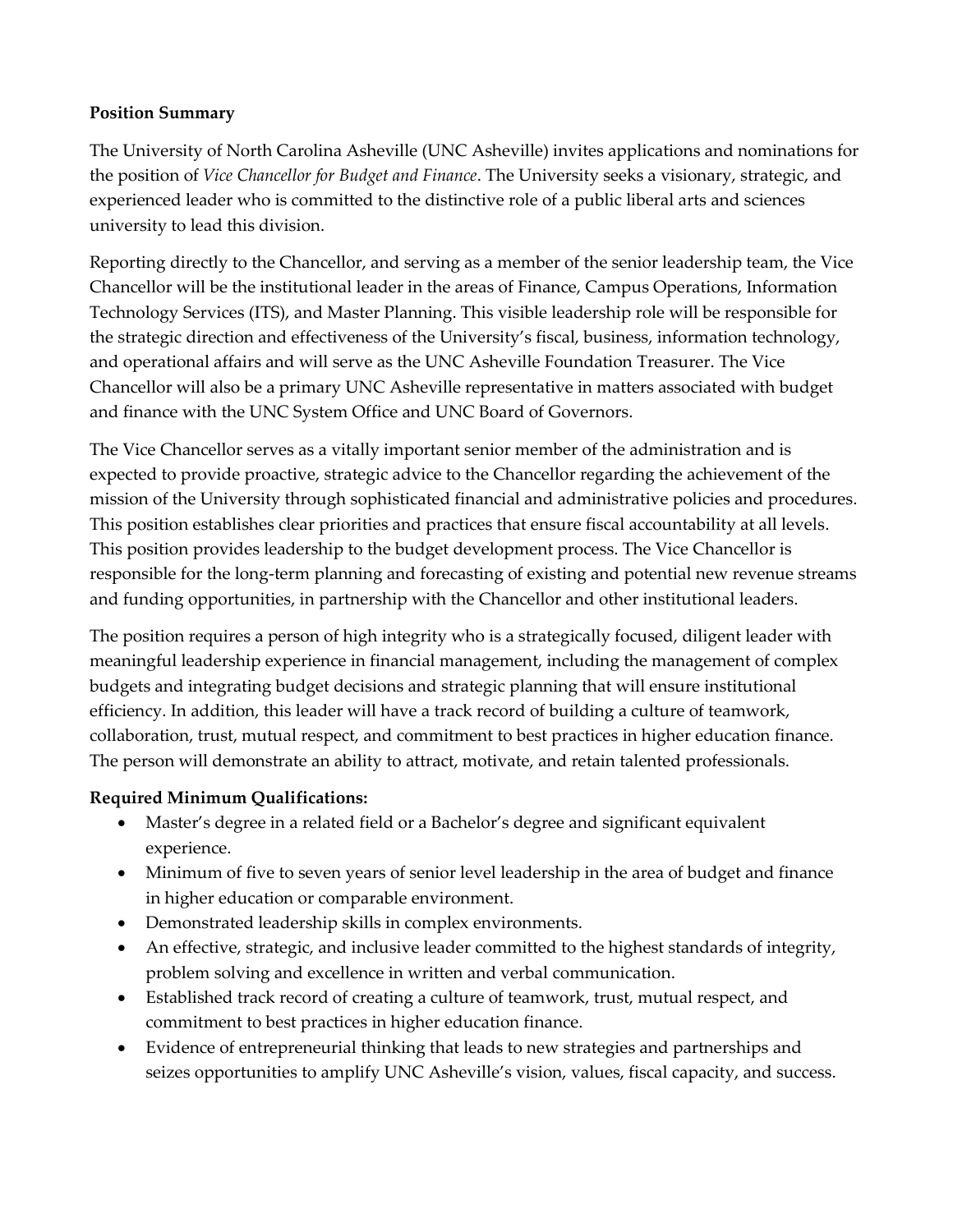**Position Summary**

The University of North Carolina Asheville (UNC Asheville) invites applications and nominations for the position of *Vice Chancellor for Budget and Finance*. The University seeks a visionary, strategic, and experienced leader who is committed to the distinctive role of a public liberal arts and sciences university to lead this division.

Reporting directly to the Chancellor, and serving as a member of the senior leadership team, the Vice Chancellor will be the institutional leader in the areas of Finance, Campus Operations, Information Technology Services (ITS), and Master Planning. This visible leadership role will be responsible for the strategic direction and effectiveness of the University's fiscal, business, information technology, and operational affairs and will serve as the UNC Asheville Foundation Treasurer. The Vice Chancellor will also be a primary UNC Asheville representative in matters associated with budget and finance with the UNC System Office and UNC Board of Governors.

The Vice Chancellor serves as a vitally important senior member of the administration and is expected to provide proactive, strategic advice to the Chancellor regarding the achievement of the mission of the University through sophisticated financial and administrative policies and procedures. This position establishes clear priorities and practices that ensure fiscal accountability at all levels. This position provides leadership to the budget development process. The Vice Chancellor is responsible for the long-term planning and forecasting of existing and potential new revenue streams and funding opportunities, in partnership with the Chancellor and other institutional leaders.

The position requires a person of high integrity who is a strategically focused, diligent leader with meaningful leadership experience in financial management, including the management of complex budgets and integrating budget decisions and strategic planning that will ensure institutional efficiency. In addition, this leader will have a track record of building a culture of teamwork, collaboration, trust, mutual respect, and commitment to best practices in higher education finance. The person will demonstrate an ability to attract, motivate, and retain talented professionals.

**Required Minimum Qualifications:**

- Master's degree in a related field or a Bachelor's degree and significant equivalent experience.
- Minimum of five to seven years of senior level leadership in the area of budget and finance in higher education or comparable environment.
- Demonstrated leadership skills in complex environments.
- An effective, strategic, and inclusive leader committed to the highest standards of integrity, problem solving and excellence in written and verbal communication.
- Established track record of creating a culture of teamwork, trust, mutual respect, and commitment to best practices in higher education finance.
- Evidence of entrepreneurial thinking that leads to new strategies and partnerships and seizes opportunities to amplify UNC Asheville's vision, values, fiscal capacity, and success.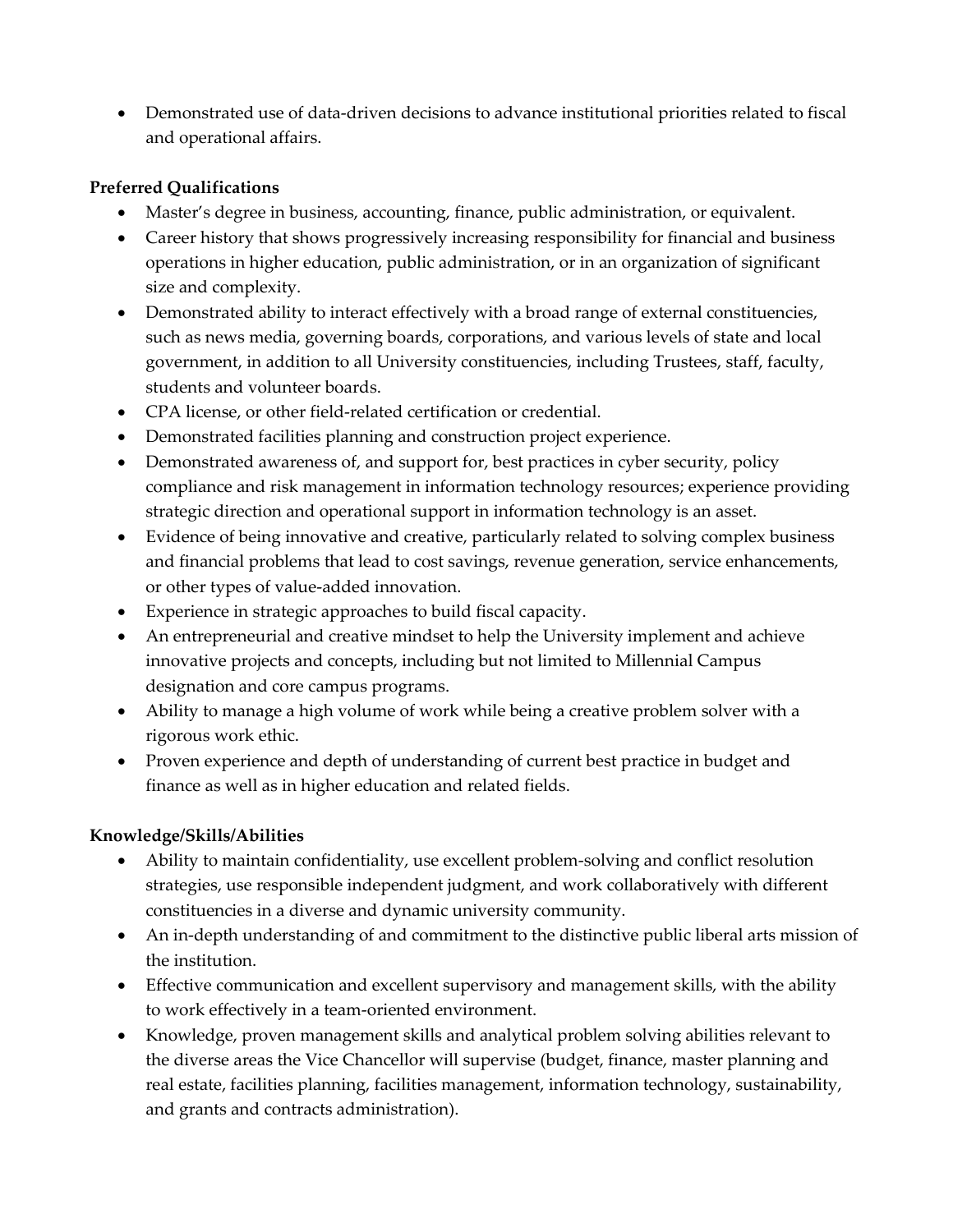- Demonstrated use of data-driven decisions to advance institutional priorities related to fiscal and operational affairs.

**Preferred Qualifications**

- Master's degree in business, accounting, finance, public administration, or equivalent.
- Career history that shows progressively increasing responsibility for financial and business operations in higher education, public administration, or in an organization of significant size and complexity.
- Demonstrated ability to interact effectively with a broad range of external constituencies, such as news media, governing boards, corporations, and various levels of state and local government, in addition to all University constituencies, including Trustees, staff, faculty, students and volunteer boards.
- CPA license, or other field-related certification or credential.
- Demonstrated facilities planning and construction project experience.
- Demonstrated awareness of, and support for, best practices in cyber security, policy compliance and risk management in information technology resources; experience providing strategic direction and operational support in information technology is an asset.
- Evidence of being innovative and creative, particularly related to solving complex business and financial problems that lead to cost savings, revenue generation, service enhancements, or other types of value-added innovation.
- Experience in strategic approaches to build fiscal capacity.
- An entrepreneurial and creative mindset to help the University implement and achieve innovative projects and concepts, including but not limited to Millennial Campus designation and core campus programs.
- Ability to manage a high volume of work while being a creative problem solver with a rigorous work ethic.
- Proven experience and depth of understanding of current best practice in budget and finance as well as in higher education and related fields.

**Knowledge/Skills/Abilities**

- Ability to maintain confidentiality, use excellent problem-solving and conflict resolution strategies, use responsible independent judgment, and work collaboratively with different constituencies in a diverse and dynamic university community.
- An in-depth understanding of and commitment to the distinctive public liberal arts mission of the institution.
- Effective communication and excellent supervisory and management skills, with the ability to work effectively in a team-oriented environment.
- Knowledge, proven management skills and analytical problem solving abilities relevant to the diverse areas the Vice Chancellor will supervise (budget, finance, master planning and real estate, facilities planning, facilities management, information technology, sustainability, and grants and contracts administration).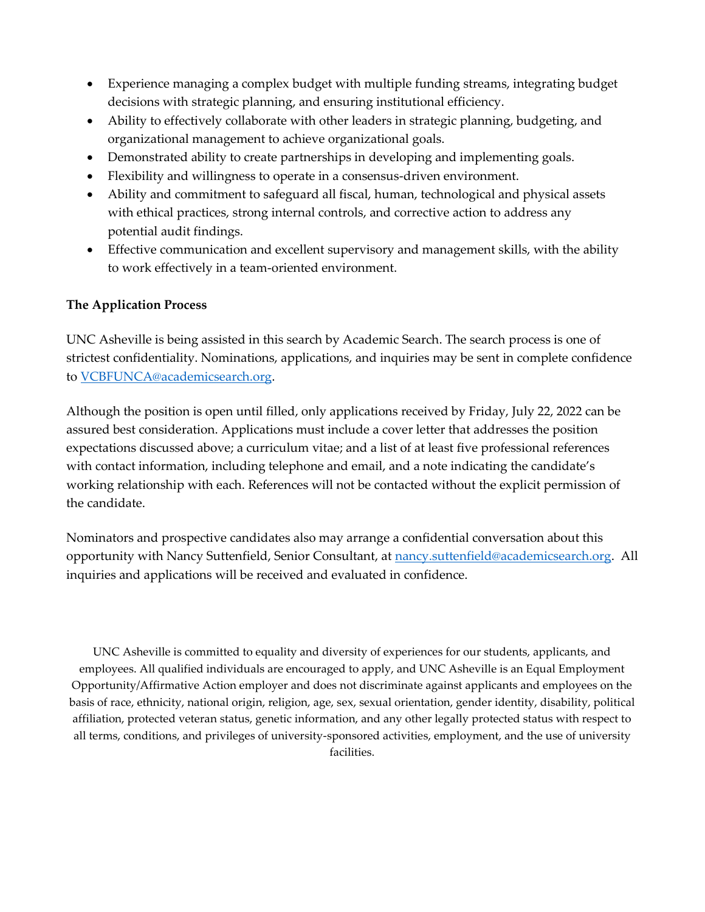- Experience managing a complex budget with multiple funding streams, integrating budget decisions with strategic planning, and ensuring institutional efficiency.
- Ability to effectively collaborate with other leaders in strategic planning, budgeting, and organizational management to achieve organizational goals.
- Demonstrated ability to create partnerships in developing and implementing goals.
- Flexibility and willingness to operate in a consensus-driven environment.
- Ability and commitment to safeguard all fiscal, human, technological and physical assets with ethical practices, strong internal controls, and corrective action to address any potential audit findings.
- Effective communication and excellent supervisory and management skills, with the ability to work effectively in a team-oriented environment.

**The Application Process**

UNC Asheville is being assisted in this search by Academic Search. The search process is one of strictest confidentiality. Nominations, applications, and inquiries may be sent in complete confidence to VCBFUNCA@academicsearch.org.

Although the position is open until filled, only applications received by Friday, July 22, 2022 can be assured best consideration. Applications must include a cover letter that addresses the position expectations discussed above; a curriculum vitae; and a list of at least five professional references with contact information, including telephone and email, and a note indicating the candidate's working relationship with each. References will not be contacted without the explicit permission of the candidate.

Nominators and prospective candidates also may arrange a confidential conversation about this opportunity with Nancy Suttenfield, Senior Consultant, at nancy.suttenfield@academicsearch.org. All inquiries and applications will be received and evaluated in confidence.

UNC Asheville is committed to equality and diversity of experiences for our students, applicants, and employees. All qualified individuals are encouraged to apply, and UNC Asheville is an Equal Employment Opportunity/Affirmative Action employer and does not discriminate against applicants and employees on the basis of race, ethnicity, national origin, religion, age, sex, sexual orientation, gender identity, disability, political affiliation, protected veteran status, genetic information, and any other legally protected status with respect to all terms, conditions, and privileges of university-sponsored activities, employment, and the use of university facilities.